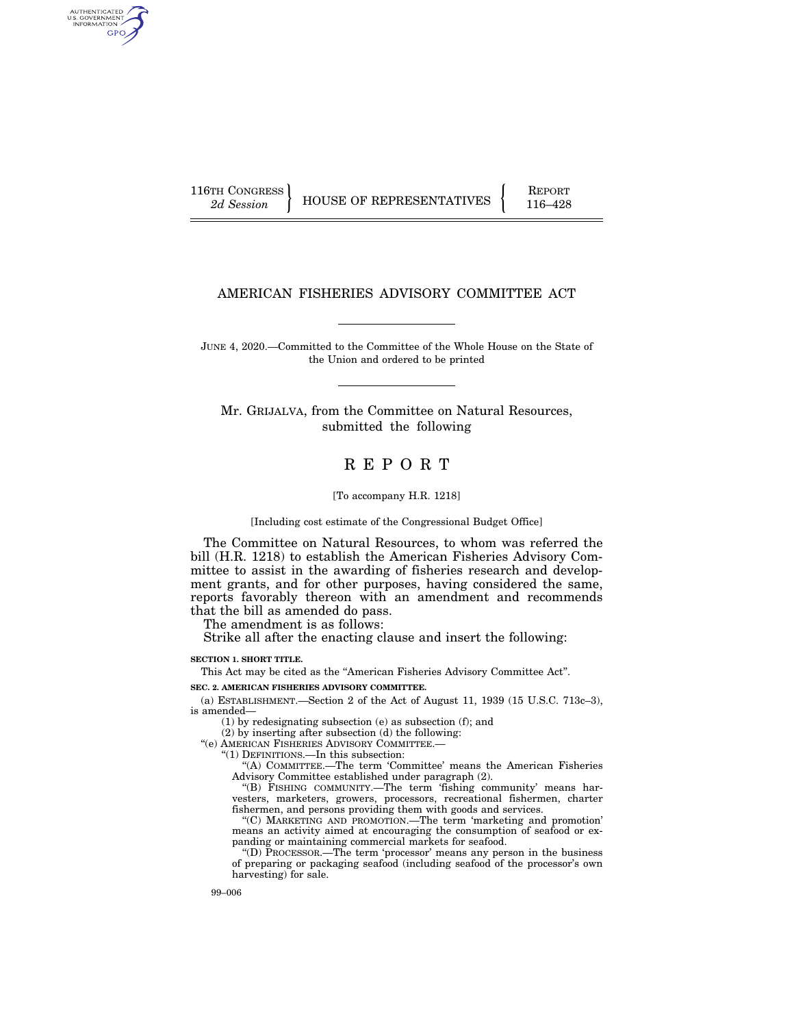116TH CONGRESS
*2d Session*

HOUSE OF REPRESENTATIVES

REPORT
116–428

# AMERICAN FISHERIES ADVISORY COMMITTEE ACT

JUNE 4, 2020.—Committed to the Committee of the Whole House on the State of the Union and ordered to be printed

Mr. GRIJALVA, from the Committee on Natural Resources, submitted the following

# REPORT

[To accompany H.R. 1218]

[Including cost estimate of the Congressional Budget Office]

The Committee on Natural Resources, to whom was referred the bill (H.R. 1218) to establish the American Fisheries Advisory Committee to assist in the awarding of fisheries research and development grants, and for other purposes, having considered the same, reports favorably thereon with an amendment and recommends that the bill as amended do pass.

The amendment is as follows:

Strike all after the enacting clause and insert the following:

**SECTION 1. SHORT TITLE.**

This Act may be cited as the "American Fisheries Advisory Committee Act".

**SEC. 2. AMERICAN FISHERIES ADVISORY COMMITTEE.**

(a) ESTABLISHMENT.—Section 2 of the Act of August 11, 1939 (15 U.S.C. 713c–3), is amended—

(1) by redesignating subsection (e) as subsection (f); and

(2) by inserting after subsection (d) the following:

"(e) AMERICAN FISHERIES ADVISORY COMMITTEE.—

"(1) DEFINITIONS.—In this subsection:

"(A) COMMITTEE.—The term 'Committee' means the American Fisheries Advisory Committee established under paragraph (2).

"(B) FISHING COMMUNITY.—The term 'fishing community' means harvesters, marketers, growers, processors, recreational fishermen, charter fishermen, and persons providing them with goods and services.

"(C) MARKETING AND PROMOTION.—The term 'marketing and promotion' means an activity aimed at encouraging the consumption of seafood or expanding or maintaining commercial markets for seafood.

"(D) PROCESSOR.—The term 'processor' means any person in the business of preparing or packaging seafood (including seafood of the processor's own harvesting) for sale.

99–006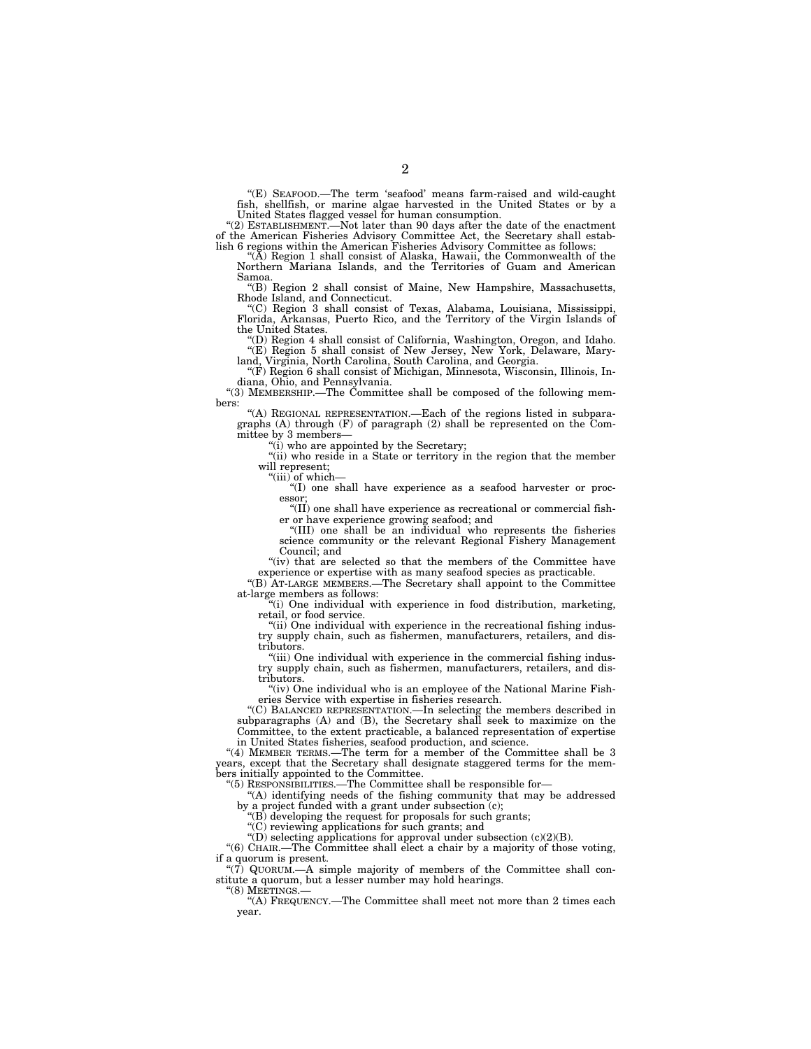"(E) SEAFOOD.—The term 'seafood' means farm-raised and wild-caught fish, shellfish, or marine algae harvested in the United States or by a United States flagged vessel for human consumption.

"(2) ESTABLISHMENT.—Not later than 90 days after the date of the enactment of the American Fisheries Advisory Committee Act, the Secretary shall establish 6 regions within the American Fisheries Advisory Committee as follows:

"(A) Region 1 shall consist of Alaska, Hawaii, the Commonwealth of the Northern Mariana Islands, and the Territories of Guam and American Samoa.

"(B) Region 2 shall consist of Maine, New Hampshire, Massachusetts, Rhode Island, and Connecticut.

"(C) Region 3 shall consist of Texas, Alabama, Louisiana, Mississippi, Florida, Arkansas, Puerto Rico, and the Territory of the Virgin Islands of the United States.

"(D) Region 4 shall consist of California, Washington, Oregon, and Idaho.

"(E) Region 5 shall consist of New Jersey, New York, Delaware, Maryland, Virginia, North Carolina, South Carolina, and Georgia.

"(F) Region 6 shall consist of Michigan, Minnesota, Wisconsin, Illinois, Indiana, Ohio, and Pennsylvania.

"(3) MEMBERSHIP.—The Committee shall be composed of the following members:

"(A) REGIONAL REPRESENTATION.—Each of the regions listed in subparagraphs (A) through (F) of paragraph (2) shall be represented on the Committee by 3 members—

"(i) who are appointed by the Secretary;

"(ii) who reside in a State or territory in the region that the member will represent;

"(iii) of which—

"(I) one shall have experience as a seafood harvester or processor;

"(II) one shall have experience as recreational or commercial fisher or have experience growing seafood; and

"(III) one shall be an individual who represents the fisheries science community or the relevant Regional Fishery Management Council; and

"(iv) that are selected so that the members of the Committee have experience or expertise with as many seafood species as practicable.

"(B) AT-LARGE MEMBERS.—The Secretary shall appoint to the Committee at-large members as follows:

"(i) One individual with experience in food distribution, marketing, retail, or food service.

"(ii) One individual with experience in the recreational fishing industry supply chain, such as fishermen, manufacturers, retailers, and distributors.

"(iii) One individual with experience in the commercial fishing industry supply chain, such as fishermen, manufacturers, retailers, and distributors.

"(iv) One individual who is an employee of the National Marine Fisheries Service with expertise in fisheries research.

"(C) BALANCED REPRESENTATION.—In selecting the members described in subparagraphs (A) and (B), the Secretary shall seek to maximize on the Committee, to the extent practicable, a balanced representation of expertise in United States fisheries, seafood production, and science.

"(4) MEMBER TERMS.—The term for a member of the Committee shall be 3 years, except that the Secretary shall designate staggered terms for the members initially appointed to the Committee.

"(5) RESPONSIBILITIES.—The Committee shall be responsible for—

"(A) identifying needs of the fishing community that may be addressed by a project funded with a grant under subsection (c);

"(B) developing the request for proposals for such grants;

"(C) reviewing applications for such grants; and

"(D) selecting applications for approval under subsection (c)(2)(B).

"(6) CHAIR.—The Committee shall elect a chair by a majority of those voting, if a quorum is present.

"(7) QUORUM.—A simple majority of members of the Committee shall constitute a quorum, but a lesser number may hold hearings.

"(8) MEETINGS.—

"(A) FREQUENCY.—The Committee shall meet not more than 2 times each year.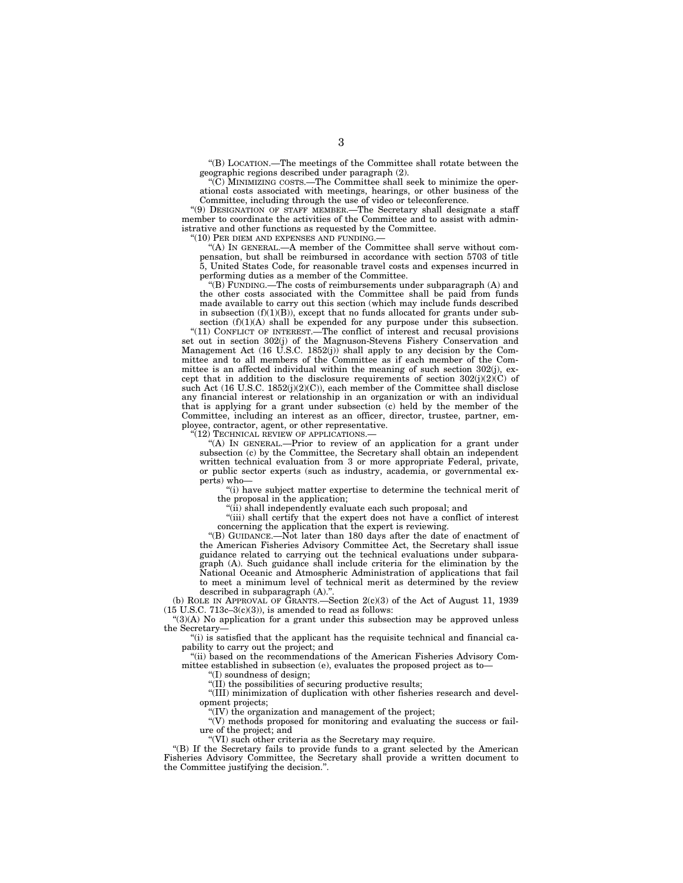"(B) LOCATION.—The meetings of the Committee shall rotate between the geographic regions described under paragraph (2).

"(C) MINIMIZING COSTS.—The Committee shall seek to minimize the operational costs associated with meetings, hearings, or other business of the Committee, including through the use of video or teleconference.

"(9) DESIGNATION OF STAFF MEMBER.—The Secretary shall designate a staff member to coordinate the activities of the Committee and to assist with administrative and other functions as requested by the Committee.

"(10) PER DIEM AND EXPENSES AND FUNDING.—

"(A) IN GENERAL.—A member of the Committee shall serve without compensation, but shall be reimbursed in accordance with section 5703 of title 5, United States Code, for reasonable travel costs and expenses incurred in performing duties as a member of the Committee.

"(B) FUNDING.—The costs of reimbursements under subparagraph (A) and the other costs associated with the Committee shall be paid from funds made available to carry out this section (which may include funds described in subsection (f)(1)(B)), except that no funds allocated for grants under subsection (f)(1)(A) shall be expended for any purpose under this subsection.

"(11) CONFLICT OF INTEREST.—The conflict of interest and recusal provisions set out in section 302(j) of the Magnuson-Stevens Fishery Conservation and Management Act (16 U.S.C. 1852(j)) shall apply to any decision by the Committee and to all members of the Committee as if each member of the Committee is an affected individual within the meaning of such section 302(j), except that in addition to the disclosure requirements of section 302(j)(2)(C) of such Act (16 U.S.C. 1852(j)(2)(C)), each member of the Committee shall disclose any financial interest or relationship in an organization or with an individual that is applying for a grant under subsection (c) held by the member of the Committee, including an interest as an officer, director, trustee, partner, employee, contractor, agent, or other representative.

"(12) TECHNICAL REVIEW OF APPLICATIONS.—

"(A) IN GENERAL.—Prior to review of an application for a grant under subsection (c) by the Committee, the Secretary shall obtain an independent written technical evaluation from 3 or more appropriate Federal, private, or public sector experts (such as industry, academia, or governmental experts) who—

"(i) have subject matter expertise to determine the technical merit of the proposal in the application;

"(ii) shall independently evaluate each such proposal; and

"(iii) shall certify that the expert does not have a conflict of interest concerning the application that the expert is reviewing.

"(B) GUIDANCE.—Not later than 180 days after the date of enactment of the American Fisheries Advisory Committee Act, the Secretary shall issue guidance related to carrying out the technical evaluations under subparagraph (A). Such guidance shall include criteria for the elimination by the National Oceanic and Atmospheric Administration of applications that fail to meet a minimum level of technical merit as determined by the review described in subparagraph (A).".

(b) ROLE IN APPROVAL OF GRANTS.—Section 2(c)(3) of the Act of August 11, 1939 (15 U.S.C. 713c–3(c)(3)), is amended to read as follows:

"(3)(A) No application for a grant under this subsection may be approved unless the Secretary—

"(i) is satisfied that the applicant has the requisite technical and financial capability to carry out the project; and

"(ii) based on the recommendations of the American Fisheries Advisory Committee established in subsection (e), evaluates the proposed project as to—

"(I) soundness of design;

"(II) the possibilities of securing productive results;

"(III) minimization of duplication with other fisheries research and development projects;

"(IV) the organization and management of the project;

"(V) methods proposed for monitoring and evaluating the success or failure of the project; and

"(VI) such other criteria as the Secretary may require.

"(B) If the Secretary fails to provide funds to a grant selected by the American Fisheries Advisory Committee, the Secretary shall provide a written document to the Committee justifying the decision.".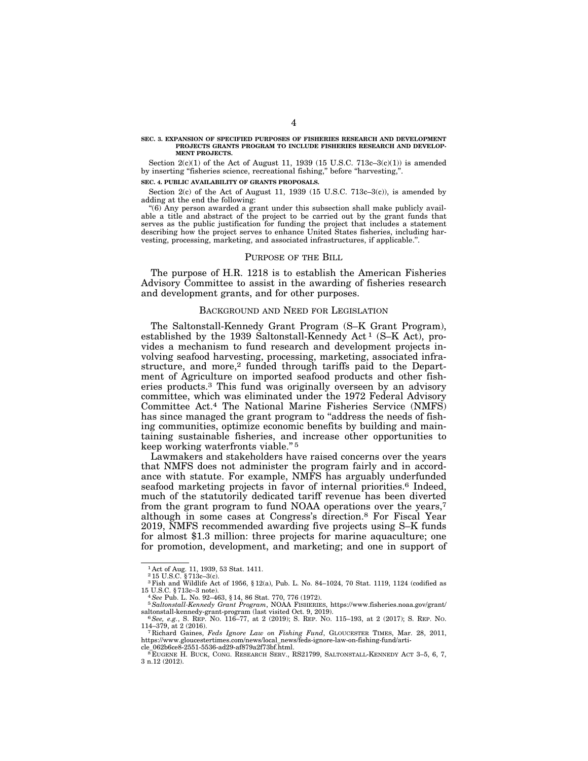**SEC. 3. EXPANSION OF SPECIFIED PURPOSES OF FISHERIES RESEARCH AND DEVELOPMENT PROJECTS GRANTS PROGRAM TO INCLUDE FISHERIES RESEARCH AND DEVELOPMENT PROJECTS.**

Section 2(c)(1) of the Act of August 11, 1939 (15 U.S.C. 713c–3(c)(1)) is amended by inserting "fisheries science, recreational fishing," before "harvesting,".

**SEC. 4. PUBLIC AVAILABILITY OF GRANTS PROPOSALS.**

Section 2(c) of the Act of August 11, 1939 (15 U.S.C. 713c–3(c)), is amended by adding at the end the following:

"(6) Any person awarded a grant under this subsection shall make publicly available a title and abstract of the project to be carried out by the grant funds that serves as the public justification for funding the project that includes a statement describing how the project serves to enhance United States fisheries, including harvesting, processing, marketing, and associated infrastructures, if applicable.".

## PURPOSE OF THE BILL

The purpose of H.R. 1218 is to establish the American Fisheries Advisory Committee to assist in the awarding of fisheries research and development grants, and for other purposes.

## BACKGROUND AND NEED FOR LEGISLATION

The Saltonstall-Kennedy Grant Program (S–K Grant Program), established by the 1939 Saltonstall-Kennedy Act[1] (S–K Act), provides a mechanism to fund research and development projects involving seafood harvesting, processing, marketing, associated infrastructure, and more,[2] funded through tariffs paid to the Department of Agriculture on imported seafood products and other fisheries products.[3] This fund was originally overseen by an advisory committee, which was eliminated under the 1972 Federal Advisory Committee Act.[4] The National Marine Fisheries Service (NMFS) has since managed the grant program to "address the needs of fishing communities, optimize economic benefits by building and maintaining sustainable fisheries, and increase other opportunities to keep working waterfronts viable."[5]

Lawmakers and stakeholders have raised concerns over the years that NMFS does not administer the program fairly and in accordance with statute. For example, NMFS has arguably underfunded seafood marketing projects in favor of internal priorities.[6] Indeed, much of the statutorily dedicated tariff revenue has been diverted from the grant program to fund NOAA operations over the years,[7] although in some cases at Congress's direction.[8] For Fiscal Year 2019, NMFS recommended awarding five projects using S–K funds for almost $1.3 million: three projects for marine aquaculture; one for promotion, development, and marketing; and one in support of

---

[1] Act of Aug. 11, 1939, 53 Stat. 1411.

[2] 15 U.S.C. § 713c–3(c).

[3] Fish and Wildlife Act of 1956, § 12(a), Pub. L. No. 84–1024, 70 Stat. 1119, 1124 (codified as 15 U.S.C. § 713c–3 note).

[4] *See* Pub. L. No. 92–463, § 14, 86 Stat. 770, 776 (1972).

[5] *Saltonstall-Kennedy Grant Program*, NOAA FISHERIES, https://www.fisheries.noaa.gov/grant/saltonstall-kennedy-grant-program (last visited Oct. 9, 2019).

[6] *See, e.g.*, S. REP. NO. 116–77, at 2 (2019); S. REP. NO. 115–193, at 2 (2017); S. REP. NO. 114–379, at 2 (2016).

[7] Richard Gaines, *Feds Ignore Law on Fishing Fund*, GLOUCESTER TIMES, Mar. 28, 2011, https://www.gloucestertimes.com/news/local_news/feds-ignore-law-on-fishing-fund/article_062b6ce8-2551-5536-ad29-af879a2f73bf.html.

[8] EUGENE H. BUCK, CONG. RESEARCH SERV., RS21799, SALTONSTALL-KENNEDY ACT 3–5, 6, 7, 3 n.12 (2012).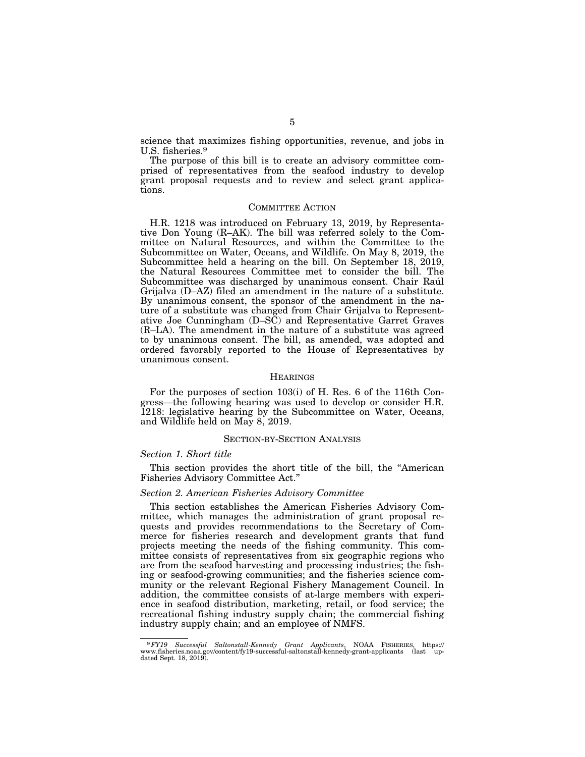science that maximizes fishing opportunities, revenue, and jobs in U.S. fisheries.[9]

The purpose of this bill is to create an advisory committee comprised of representatives from the seafood industry to develop grant proposal requests and to review and select grant applications.

## COMMITTEE ACTION

H.R. 1218 was introduced on February 13, 2019, by Representative Don Young (R–AK). The bill was referred solely to the Committee on Natural Resources, and within the Committee to the Subcommittee on Water, Oceans, and Wildlife. On May 8, 2019, the Subcommittee held a hearing on the bill. On September 18, 2019, the Natural Resources Committee met to consider the bill. The Subcommittee was discharged by unanimous consent. Chair Raúl Grijalva (D–AZ) filed an amendment in the nature of a substitute. By unanimous consent, the sponsor of the amendment in the nature of a substitute was changed from Chair Grijalva to Representative Joe Cunningham (D–SC) and Representative Garret Graves (R–LA). The amendment in the nature of a substitute was agreed to by unanimous consent. The bill, as amended, was adopted and ordered favorably reported to the House of Representatives by unanimous consent.

## HEARINGS

For the purposes of section 103(i) of H. Res. 6 of the 116th Congress—the following hearing was used to develop or consider H.R. 1218: legislative hearing by the Subcommittee on Water, Oceans, and Wildlife held on May 8, 2019.

## SECTION-BY-SECTION ANALYSIS

### *Section 1. Short title*

This section provides the short title of the bill, the "American Fisheries Advisory Committee Act."

### *Section 2. American Fisheries Advisory Committee*

This section establishes the American Fisheries Advisory Committee, which manages the administration of grant proposal requests and provides recommendations to the Secretary of Commerce for fisheries research and development grants that fund projects meeting the needs of the fishing community. This committee consists of representatives from six geographic regions who are from the seafood harvesting and processing industries; the fishing or seafood-growing communities; and the fisheries science community or the relevant Regional Fishery Management Council. In addition, the committee consists of at-large members with experience in seafood distribution, marketing, retail, or food service; the recreational fishing industry supply chain; the commercial fishing industry supply chain; and an employee of NMFS.

---

[9] *FY19 Successful Saltonstall-Kennedy Grant Applicants*, NOAA FISHERIES, https://www.fisheries.noaa.gov/content/fy19-successful-saltonstall-kennedy-grant-applicants (last updated Sept. 18, 2019).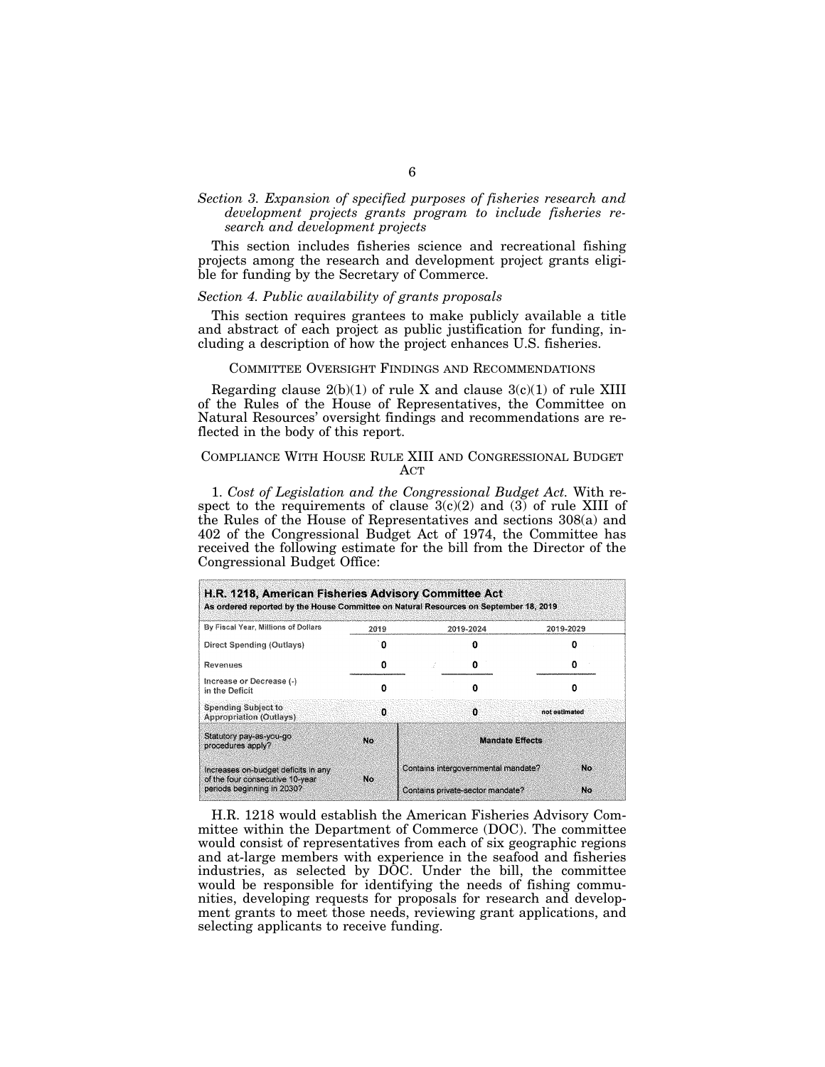*Section 3. Expansion of specified purposes of fisheries research and development projects grants program to include fisheries research and development projects*

This section includes fisheries science and recreational fishing projects among the research and development project grants eligible for funding by the Secretary of Commerce.

*Section 4. Public availability of grants proposals*

This section requires grantees to make publicly available a title and abstract of each project as public justification for funding, including a description of how the project enhances U.S. fisheries.

## COMMITTEE OVERSIGHT FINDINGS AND RECOMMENDATIONS

Regarding clause 2(b)(1) of rule X and clause 3(c)(1) of rule XIII of the Rules of the House of Representatives, the Committee on Natural Resources' oversight findings and recommendations are reflected in the body of this report.

## COMPLIANCE WITH HOUSE RULE XIII AND CONGRESSIONAL BUDGET ACT

1. *Cost of Legislation and the Congressional Budget Act.* With respect to the requirements of clause 3(c)(2) and (3) of rule XIII of the Rules of the House of Representatives and sections 308(a) and 402 of the Congressional Budget Act of 1974, the Committee has received the following estimate for the bill from the Director of the Congressional Budget Office:

**H.R. 1218, American Fisheries Advisory Committee Act**
**As ordered reported by the House Committee on Natural Resources on September 18, 2019**

| By Fiscal Year, Millions of Dollars | 2019 | 2019-2024 | 2019-2029 |
|---|---|---|---|
| Direct Spending (Outlays) | 0 | 0 | 0 |
| Revenues | 0 | 0 | 0 |
| Increase or Decrease (-) in the Deficit | 0 | 0 | 0 |
| Spending Subject to Appropriation (Outlays) | 0 | 0 | not estimated |
| Statutory pay-as-you-go procedures apply? | No | **Mandate Effects** | |
| Increases on-budget deficits in any of the four consecutive 10-year periods beginning in 2030? | No | Contains intergovernmental mandate? | No |
| | | Contains private-sector mandate? | No |

H.R. 1218 would establish the American Fisheries Advisory Committee within the Department of Commerce (DOC). The committee would consist of representatives from each of six geographic regions and at-large members with experience in the seafood and fisheries industries, as selected by DOC. Under the bill, the committee would be responsible for identifying the needs of fishing communities, developing requests for proposals for research and development grants to meet those needs, reviewing grant applications, and selecting applicants to receive funding.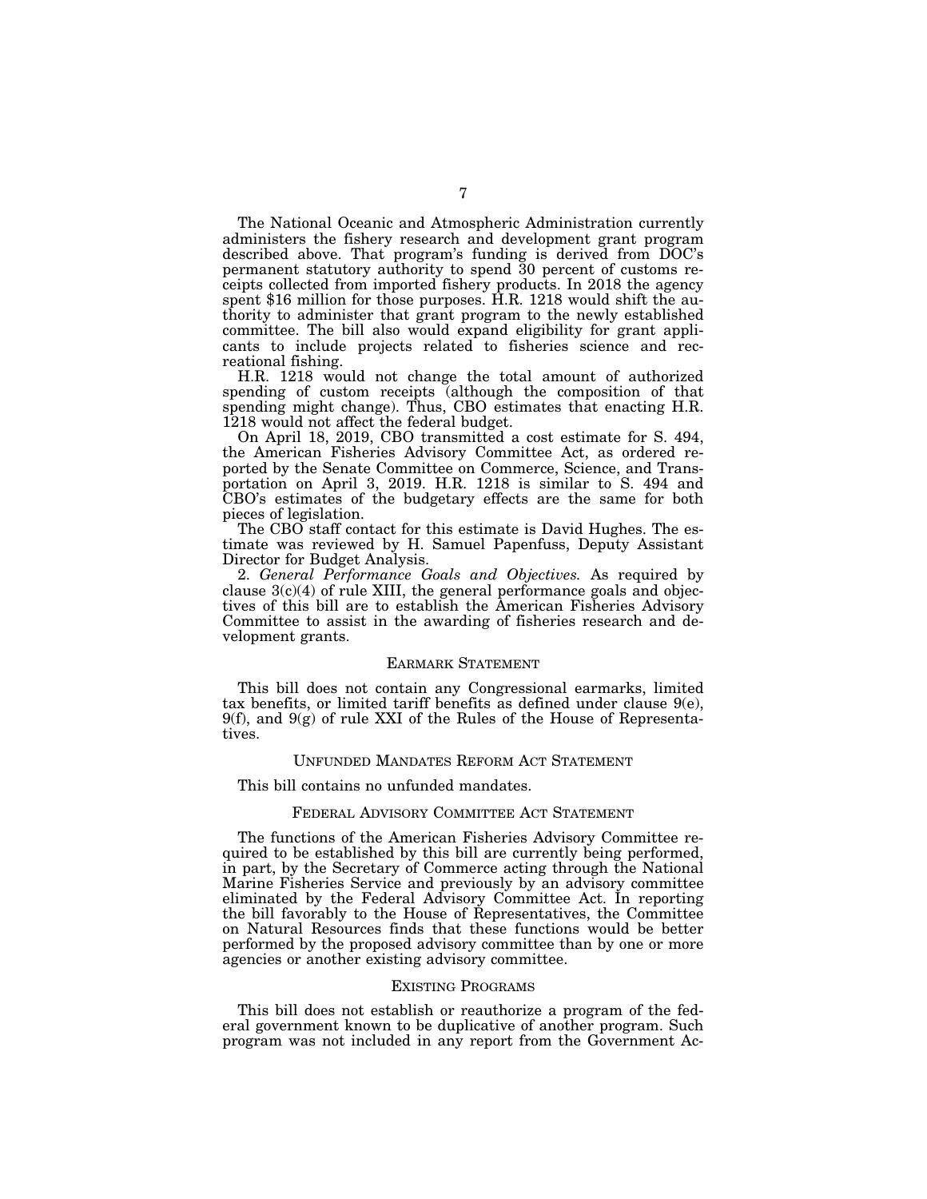The National Oceanic and Atmospheric Administration currently administers the fishery research and development grant program described above. That program's funding is derived from DOC's permanent statutory authority to spend 30 percent of customs receipts collected from imported fishery products. In 2018 the agency spent $16 million for those purposes. H.R. 1218 would shift the authority to administer that grant program to the newly established committee. The bill also would expand eligibility for grant applicants to include projects related to fisheries science and recreational fishing.

H.R. 1218 would not change the total amount of authorized spending of custom receipts (although the composition of that spending might change). Thus, CBO estimates that enacting H.R. 1218 would not affect the federal budget.

On April 18, 2019, CBO transmitted a cost estimate for S. 494, the American Fisheries Advisory Committee Act, as ordered reported by the Senate Committee on Commerce, Science, and Transportation on April 3, 2019. H.R. 1218 is similar to S. 494 and CBO's estimates of the budgetary effects are the same for both pieces of legislation.

The CBO staff contact for this estimate is David Hughes. The estimate was reviewed by H. Samuel Papenfuss, Deputy Assistant Director for Budget Analysis.

2. *General Performance Goals and Objectives.* As required by clause 3(c)(4) of rule XIII, the general performance goals and objectives of this bill are to establish the American Fisheries Advisory Committee to assist in the awarding of fisheries research and development grants.

## EARMARK STATEMENT

This bill does not contain any Congressional earmarks, limited tax benefits, or limited tariff benefits as defined under clause 9(e), 9(f), and 9(g) of rule XXI of the Rules of the House of Representatives.

## UNFUNDED MANDATES REFORM ACT STATEMENT

This bill contains no unfunded mandates.

## FEDERAL ADVISORY COMMITTEE ACT STATEMENT

The functions of the American Fisheries Advisory Committee required to be established by this bill are currently being performed, in part, by the Secretary of Commerce acting through the National Marine Fisheries Service and previously by an advisory committee eliminated by the Federal Advisory Committee Act. In reporting the bill favorably to the House of Representatives, the Committee on Natural Resources finds that these functions would be better performed by the proposed advisory committee than by one or more agencies or another existing advisory committee.

## EXISTING PROGRAMS

This bill does not establish or reauthorize a program of the federal government known to be duplicative of another program. Such program was not included in any report from the Government Ac-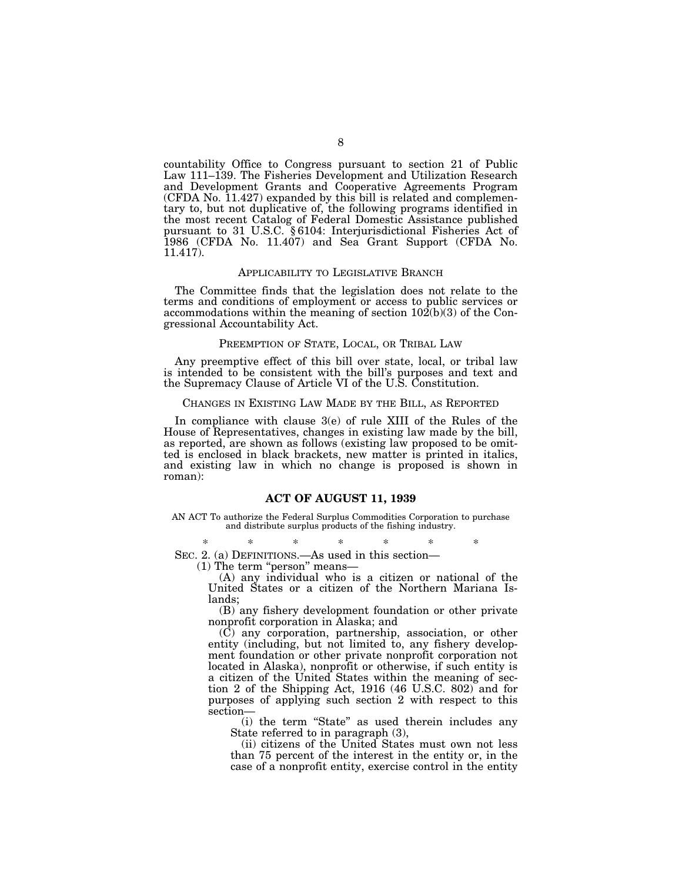countability Office to Congress pursuant to section 21 of Public Law 111–139. The Fisheries Development and Utilization Research and Development Grants and Cooperative Agreements Program (CFDA No. 11.427) expanded by this bill is related and complementary to, but not duplicative of, the following programs identified in the most recent Catalog of Federal Domestic Assistance published pursuant to 31 U.S.C. § 6104: Interjurisdictional Fisheries Act of 1986 (CFDA No. 11.407) and Sea Grant Support (CFDA No. 11.417).

## APPLICABILITY TO LEGISLATIVE BRANCH

The Committee finds that the legislation does not relate to the terms and conditions of employment or access to public services or accommodations within the meaning of section 102(b)(3) of the Congressional Accountability Act.

## PREEMPTION OF STATE, LOCAL, OR TRIBAL LAW

Any preemptive effect of this bill over state, local, or tribal law is intended to be consistent with the bill's purposes and text and the Supremacy Clause of Article VI of the U.S. Constitution.

## CHANGES IN EXISTING LAW MADE BY THE BILL, AS REPORTED

In compliance with clause 3(e) of rule XIII of the Rules of the House of Representatives, changes in existing law made by the bill, as reported, are shown as follows (existing law proposed to be omitted is enclosed in black brackets, new matter is printed in italics, and existing law in which no change is proposed is shown in roman):

## ACT OF AUGUST 11, 1939

AN ACT To authorize the Federal Surplus Commodities Corporation to purchase and distribute surplus products of the fishing industry.

\* \* \* \* \* \* \*

SEC. 2. (a) DEFINITIONS.—As used in this section—

(1) The term "person" means—

(A) any individual who is a citizen or national of the United States or a citizen of the Northern Mariana Islands;

(B) any fishery development foundation or other private nonprofit corporation in Alaska; and

(C) any corporation, partnership, association, or other entity (including, but not limited to, any fishery development foundation or other private nonprofit corporation not located in Alaska), nonprofit or otherwise, if such entity is a citizen of the United States within the meaning of section 2 of the Shipping Act, 1916 (46 U.S.C. 802) and for purposes of applying such section 2 with respect to this section—

(i) the term "State" as used therein includes any State referred to in paragraph (3),

(ii) citizens of the United States must own not less than 75 percent of the interest in the entity or, in the case of a nonprofit entity, exercise control in the entity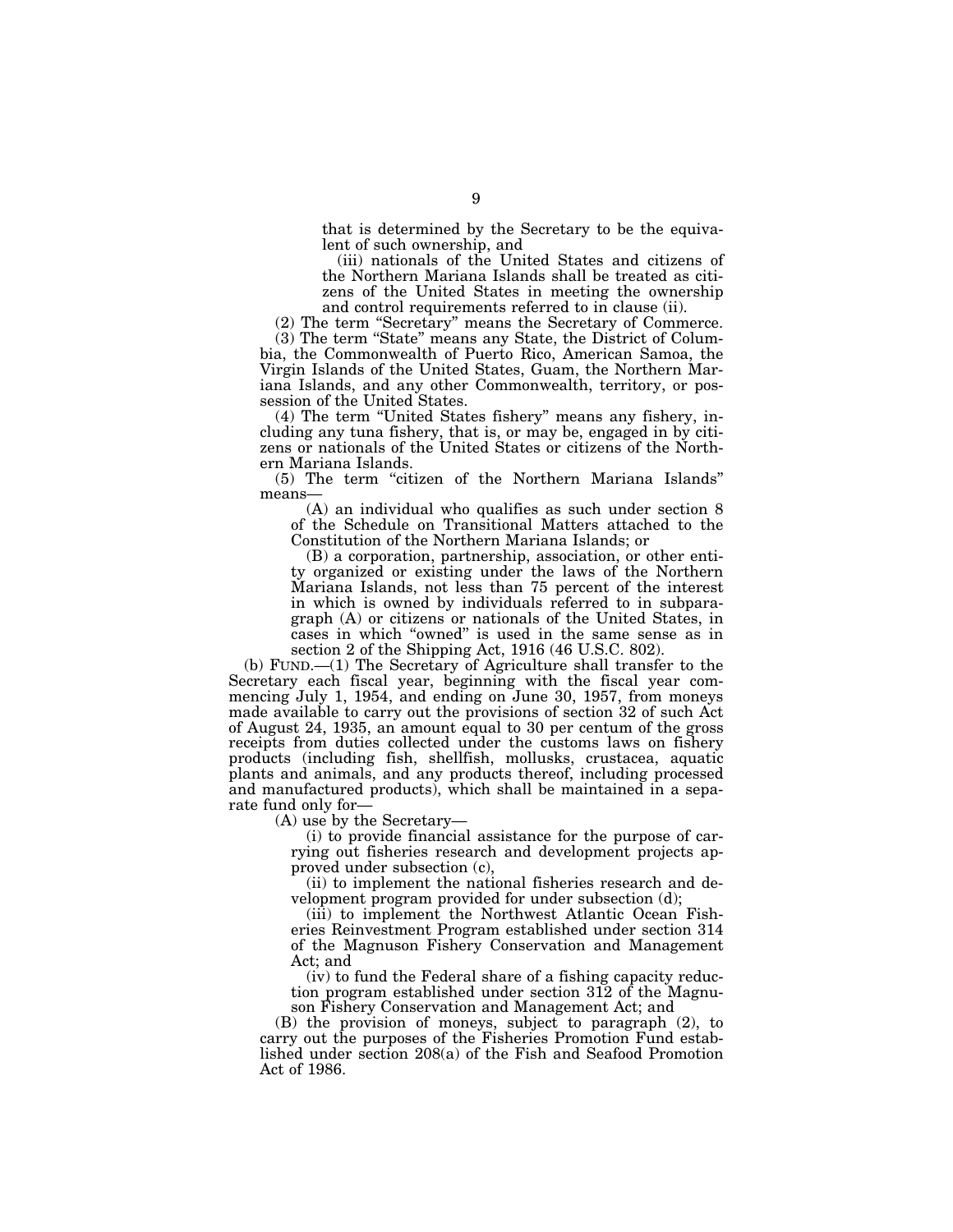that is determined by the Secretary to be the equivalent of such ownership, and

(iii) nationals of the United States and citizens of the Northern Mariana Islands shall be treated as citizens of the United States in meeting the ownership and control requirements referred to in clause (ii).

(2) The term "Secretary" means the Secretary of Commerce.

(3) The term "State" means any State, the District of Columbia, the Commonwealth of Puerto Rico, American Samoa, the Virgin Islands of the United States, Guam, the Northern Mariana Islands, and any other Commonwealth, territory, or possession of the United States.

(4) The term "United States fishery" means any fishery, including any tuna fishery, that is, or may be, engaged in by citizens or nationals of the United States or citizens of the Northern Mariana Islands.

(5) The term "citizen of the Northern Mariana Islands" means—

(A) an individual who qualifies as such under section 8 of the Schedule on Transitional Matters attached to the Constitution of the Northern Mariana Islands; or

(B) a corporation, partnership, association, or other entity organized or existing under the laws of the Northern Mariana Islands, not less than 75 percent of the interest in which is owned by individuals referred to in subparagraph (A) or citizens or nationals of the United States, in cases in which "owned" is used in the same sense as in section 2 of the Shipping Act, 1916 (46 U.S.C. 802).

(b) FUND.—(1) The Secretary of Agriculture shall transfer to the Secretary each fiscal year, beginning with the fiscal year commencing July 1, 1954, and ending on June 30, 1957, from moneys made available to carry out the provisions of section 32 of such Act of August 24, 1935, an amount equal to 30 per centum of the gross receipts from duties collected under the customs laws on fishery products (including fish, shellfish, mollusks, crustacea, aquatic plants and animals, and any products thereof, including processed and manufactured products), which shall be maintained in a separate fund only for—

(A) use by the Secretary—

(i) to provide financial assistance for the purpose of carrying out fisheries research and development projects approved under subsection (c),

(ii) to implement the national fisheries research and development program provided for under subsection (d);

(iii) to implement the Northwest Atlantic Ocean Fisheries Reinvestment Program established under section 314 of the Magnuson Fishery Conservation and Management Act; and

(iv) to fund the Federal share of a fishing capacity reduction program established under section 312 of the Magnuson Fishery Conservation and Management Act; and

(B) the provision of moneys, subject to paragraph (2), to carry out the purposes of the Fisheries Promotion Fund established under section 208(a) of the Fish and Seafood Promotion Act of 1986.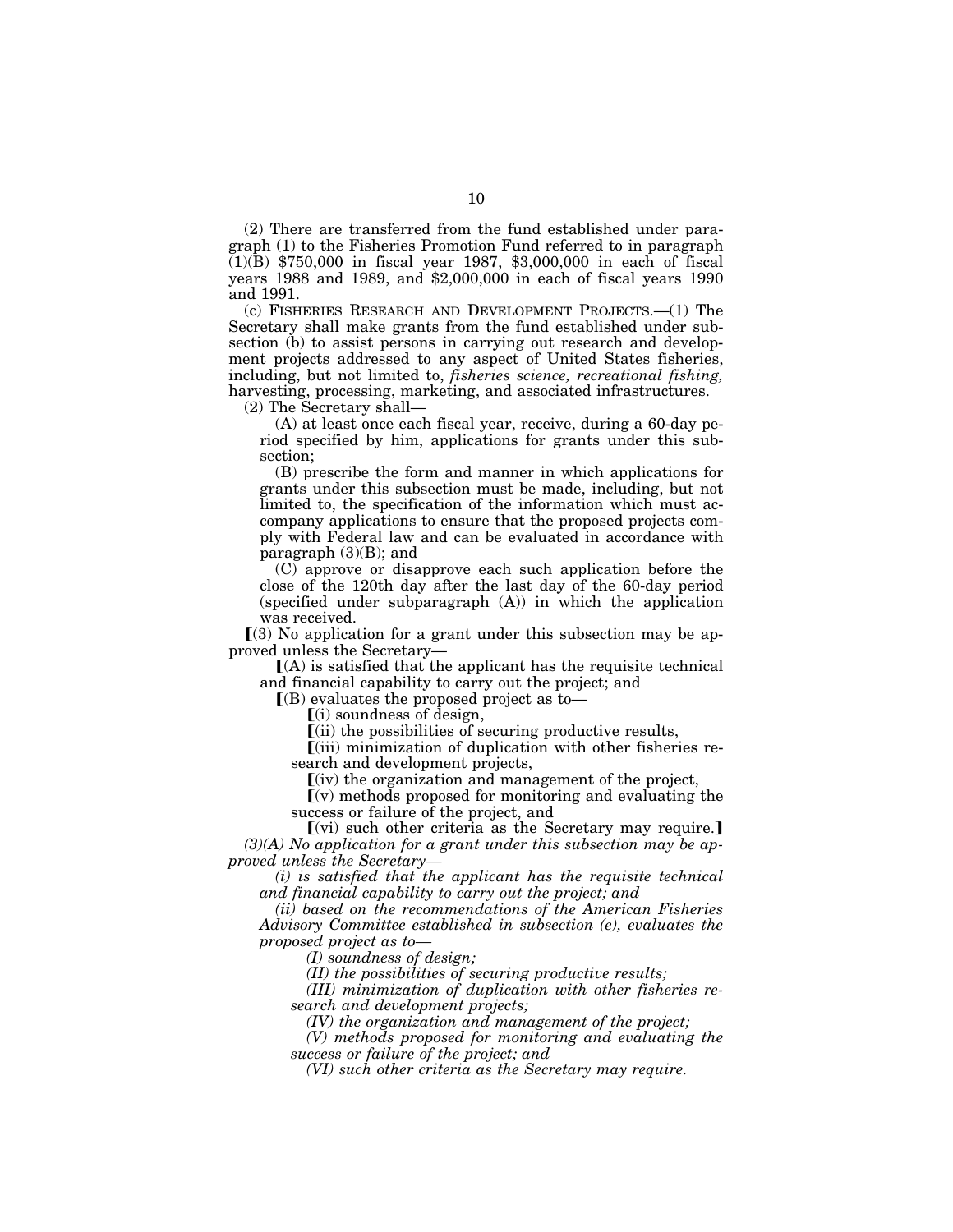(2) There are transferred from the fund established under paragraph (1) to the Fisheries Promotion Fund referred to in paragraph (1)(B) $750,000 in fiscal year 1987, $3,000,000 in each of fiscal years 1988 and 1989, and $2,000,000 in each of fiscal years 1990 and 1991.

(c) FISHERIES RESEARCH AND DEVELOPMENT PROJECTS.—(1) The Secretary shall make grants from the fund established under subsection (b) to assist persons in carrying out research and development projects addressed to any aspect of United States fisheries, including, but not limited to, *fisheries science, recreational fishing,* harvesting, processing, marketing, and associated infrastructures.

(2) The Secretary shall—

(A) at least once each fiscal year, receive, during a 60-day period specified by him, applications for grants under this subsection;

(B) prescribe the form and manner in which applications for grants under this subsection must be made, including, but not limited to, the specification of the information which must accompany applications to ensure that the proposed projects comply with Federal law and can be evaluated in accordance with paragraph (3)(B); and

(C) approve or disapprove each such application before the close of the 120th day after the last day of the 60-day period (specified under subparagraph (A)) in which the application was received.

⟦(3) No application for a grant under this subsection may be approved unless the Secretary—

⟦(A) is satisfied that the applicant has the requisite technical and financial capability to carry out the project; and

⟦(B) evaluates the proposed project as to—

⟦(i) soundness of design,

⟦(ii) the possibilities of securing productive results,

⟦(iii) minimization of duplication with other fisheries research and development projects,

⟦(iv) the organization and management of the project,

⟦(v) methods proposed for monitoring and evaluating the success or failure of the project, and

⟦(vi) such other criteria as the Secretary may require.⟧

*(3)(A) No application for a grant under this subsection may be approved unless the Secretary—*

*(i) is satisfied that the applicant has the requisite technical and financial capability to carry out the project; and*

*(ii) based on the recommendations of the American Fisheries Advisory Committee established in subsection (e), evaluates the proposed project as to—*

*(I) soundness of design;*

*(II) the possibilities of securing productive results;*

*(III) minimization of duplication with other fisheries research and development projects;*

*(IV) the organization and management of the project;*

*(V) methods proposed for monitoring and evaluating the success or failure of the project; and*

*(VI) such other criteria as the Secretary may require.*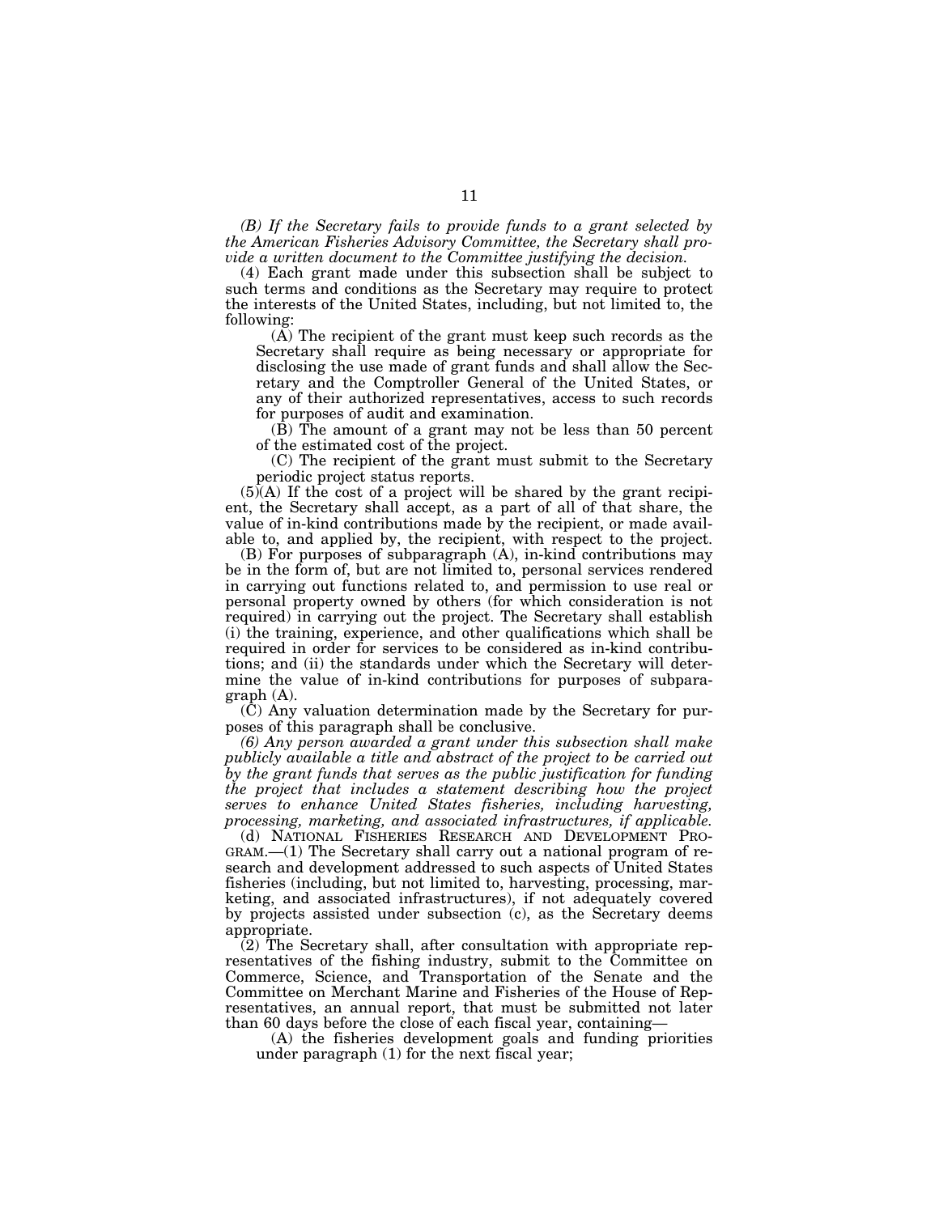*(B) If the Secretary fails to provide funds to a grant selected by the American Fisheries Advisory Committee, the Secretary shall provide a written document to the Committee justifying the decision.*

(4) Each grant made under this subsection shall be subject to such terms and conditions as the Secretary may require to protect the interests of the United States, including, but not limited to, the following:

(A) The recipient of the grant must keep such records as the Secretary shall require as being necessary or appropriate for disclosing the use made of grant funds and shall allow the Secretary and the Comptroller General of the United States, or any of their authorized representatives, access to such records for purposes of audit and examination.

(B) The amount of a grant may not be less than 50 percent of the estimated cost of the project.

(C) The recipient of the grant must submit to the Secretary periodic project status reports.

(5)(A) If the cost of a project will be shared by the grant recipient, the Secretary shall accept, as a part of all of that share, the value of in-kind contributions made by the recipient, or made available to, and applied by, the recipient, with respect to the project.

(B) For purposes of subparagraph (A), in-kind contributions may be in the form of, but are not limited to, personal services rendered in carrying out functions related to, and permission to use real or personal property owned by others (for which consideration is not required) in carrying out the project. The Secretary shall establish (i) the training, experience, and other qualifications which shall be required in order for services to be considered as in-kind contributions; and (ii) the standards under which the Secretary will determine the value of in-kind contributions for purposes of subparagraph (A).

(C) Any valuation determination made by the Secretary for purposes of this paragraph shall be conclusive.

*(6) Any person awarded a grant under this subsection shall make publicly available a title and abstract of the project to be carried out by the grant funds that serves as the public justification for funding the project that includes a statement describing how the project serves to enhance United States fisheries, including harvesting, processing, marketing, and associated infrastructures, if applicable.*

(d) NATIONAL FISHERIES RESEARCH AND DEVELOPMENT PROGRAM.—(1) The Secretary shall carry out a national program of research and development addressed to such aspects of United States fisheries (including, but not limited to, harvesting, processing, marketing, and associated infrastructures), if not adequately covered by projects assisted under subsection (c), as the Secretary deems appropriate.

(2) The Secretary shall, after consultation with appropriate representatives of the fishing industry, submit to the Committee on Commerce, Science, and Transportation of the Senate and the Committee on Merchant Marine and Fisheries of the House of Representatives, an annual report, that must be submitted not later than 60 days before the close of each fiscal year, containing—

(A) the fisheries development goals and funding priorities under paragraph (1) for the next fiscal year;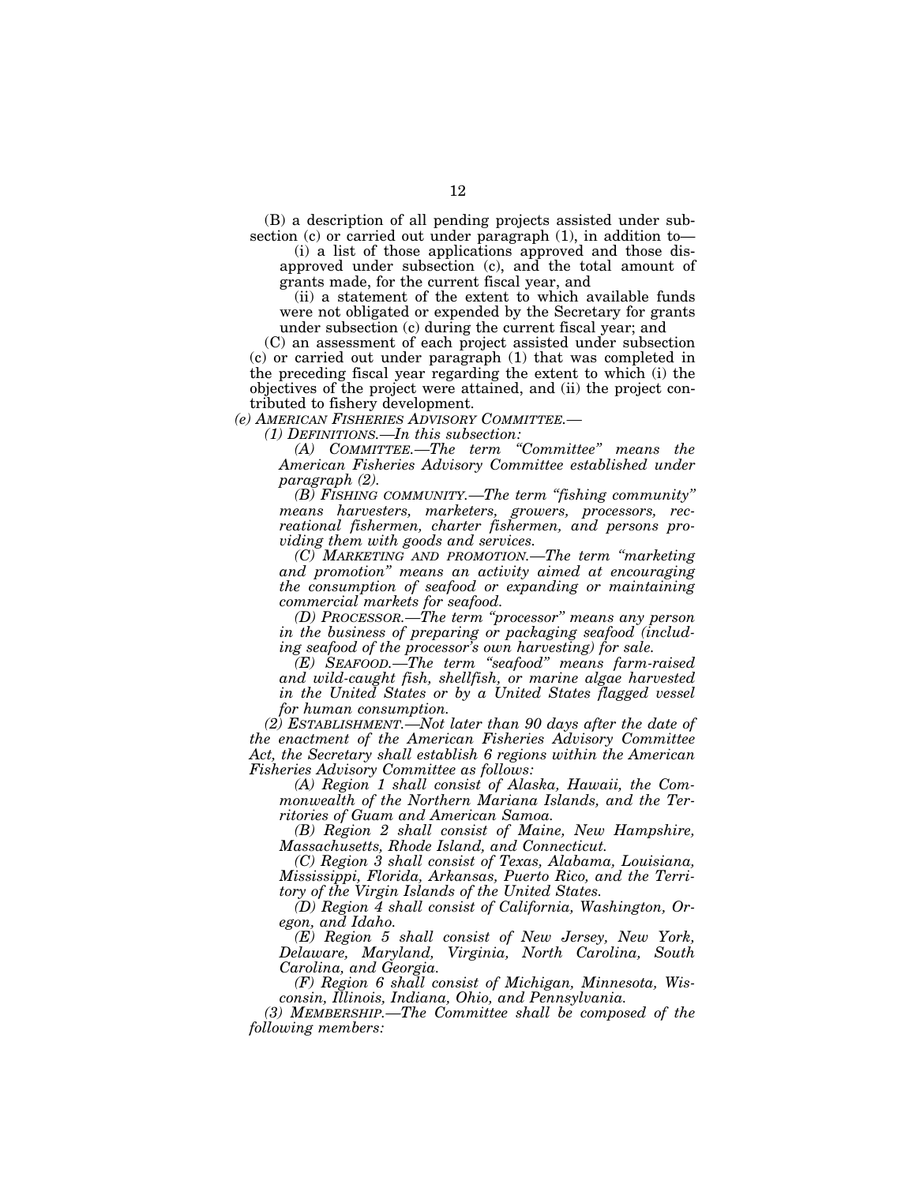(B) a description of all pending projects assisted under subsection (c) or carried out under paragraph (1), in addition to—

(i) a list of those applications approved and those disapproved under subsection (c), and the total amount of grants made, for the current fiscal year, and

(ii) a statement of the extent to which available funds were not obligated or expended by the Secretary for grants under subsection (c) during the current fiscal year; and

(C) an assessment of each project assisted under subsection (c) or carried out under paragraph (1) that was completed in the preceding fiscal year regarding the extent to which (i) the objectives of the project were attained, and (ii) the project contributed to fishery development.

*(e) AMERICAN FISHERIES ADVISORY COMMITTEE.—*

*(1) DEFINITIONS.—In this subsection:*

*(A) COMMITTEE.—The term "Committee" means the American Fisheries Advisory Committee established under paragraph (2).*

*(B) FISHING COMMUNITY.—The term "fishing community" means harvesters, marketers, growers, processors, recreational fishermen, charter fishermen, and persons providing them with goods and services.*

*(C) MARKETING AND PROMOTION.—The term "marketing and promotion" means an activity aimed at encouraging the consumption of seafood or expanding or maintaining commercial markets for seafood.*

*(D) PROCESSOR.—The term "processor" means any person in the business of preparing or packaging seafood (including seafood of the processor's own harvesting) for sale.*

*(E) SEAFOOD.—The term "seafood" means farm-raised and wild-caught fish, shellfish, or marine algae harvested in the United States or by a United States flagged vessel for human consumption.*

*(2) ESTABLISHMENT.—Not later than 90 days after the date of the enactment of the American Fisheries Advisory Committee Act, the Secretary shall establish 6 regions within the American Fisheries Advisory Committee as follows:*

*(A) Region 1 shall consist of Alaska, Hawaii, the Commonwealth of the Northern Mariana Islands, and the Territories of Guam and American Samoa.*

*(B) Region 2 shall consist of Maine, New Hampshire, Massachusetts, Rhode Island, and Connecticut.*

*(C) Region 3 shall consist of Texas, Alabama, Louisiana, Mississippi, Florida, Arkansas, Puerto Rico, and the Territory of the Virgin Islands of the United States.*

*(D) Region 4 shall consist of California, Washington, Oregon, and Idaho.*

*(E) Region 5 shall consist of New Jersey, New York, Delaware, Maryland, Virginia, North Carolina, South Carolina, and Georgia.*

*(F) Region 6 shall consist of Michigan, Minnesota, Wisconsin, Illinois, Indiana, Ohio, and Pennsylvania.*

*(3) MEMBERSHIP.—The Committee shall be composed of the following members:*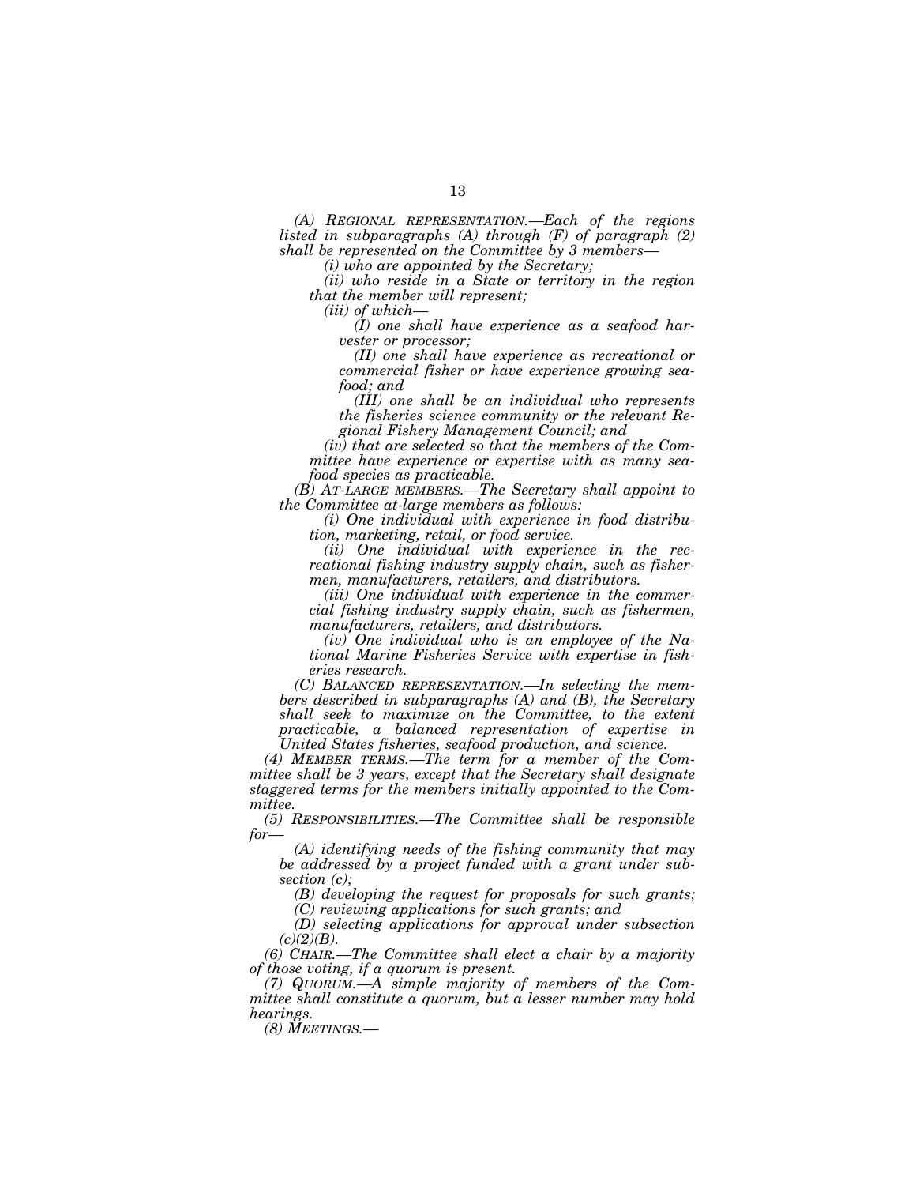*(A) REGIONAL REPRESENTATION.—Each of the regions listed in subparagraphs (A) through (F) of paragraph (2) shall be represented on the Committee by 3 members—*

*(i) who are appointed by the Secretary;*

*(ii) who reside in a State or territory in the region that the member will represent;*

*(iii) of which—*

*(I) one shall have experience as a seafood harvester or processor;*

*(II) one shall have experience as recreational or commercial fisher or have experience growing seafood; and*

*(III) one shall be an individual who represents the fisheries science community or the relevant Regional Fishery Management Council; and*

*(iv) that are selected so that the members of the Committee have experience or expertise with as many seafood species as practicable.*

*(B) AT-LARGE MEMBERS.—The Secretary shall appoint to the Committee at-large members as follows:*

*(i) One individual with experience in food distribution, marketing, retail, or food service.*

*(ii) One individual with experience in the recreational fishing industry supply chain, such as fishermen, manufacturers, retailers, and distributors.*

*(iii) One individual with experience in the commercial fishing industry supply chain, such as fishermen, manufacturers, retailers, and distributors.*

*(iv) One individual who is an employee of the National Marine Fisheries Service with expertise in fisheries research.*

*(C) BALANCED REPRESENTATION.—In selecting the members described in subparagraphs (A) and (B), the Secretary shall seek to maximize on the Committee, to the extent practicable, a balanced representation of expertise in United States fisheries, seafood production, and science.*

*(4) MEMBER TERMS.—The term for a member of the Committee shall be 3 years, except that the Secretary shall designate staggered terms for the members initially appointed to the Committee.*

*(5) RESPONSIBILITIES.—The Committee shall be responsible for—*

*(A) identifying needs of the fishing community that may be addressed by a project funded with a grant under subsection (c);*

*(B) developing the request for proposals for such grants;*

*(C) reviewing applications for such grants; and*

*(D) selecting applications for approval under subsection (c)(2)(B).*

*(6) CHAIR.—The Committee shall elect a chair by a majority of those voting, if a quorum is present.*

*(7) QUORUM.—A simple majority of members of the Committee shall constitute a quorum, but a lesser number may hold hearings.*

*(8) MEETINGS.—*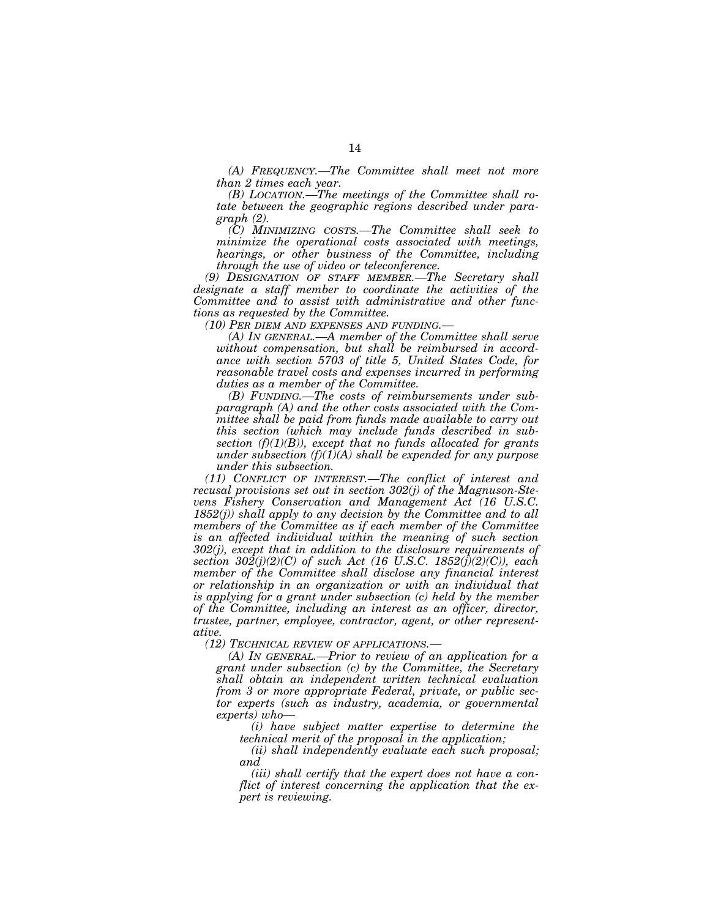*(A) FREQUENCY.—The Committee shall meet not more than 2 times each year.*

*(B) LOCATION.—The meetings of the Committee shall rotate between the geographic regions described under paragraph (2).*

*(C) MINIMIZING COSTS.—The Committee shall seek to minimize the operational costs associated with meetings, hearings, or other business of the Committee, including through the use of video or teleconference.*

*(9) DESIGNATION OF STAFF MEMBER.—The Secretary shall designate a staff member to coordinate the activities of the Committee and to assist with administrative and other functions as requested by the Committee.*

*(10) PER DIEM AND EXPENSES AND FUNDING.—*

*(A) IN GENERAL.—A member of the Committee shall serve without compensation, but shall be reimbursed in accordance with section 5703 of title 5, United States Code, for reasonable travel costs and expenses incurred in performing duties as a member of the Committee.*

*(B) FUNDING.—The costs of reimbursements under subparagraph (A) and the other costs associated with the Committee shall be paid from funds made available to carry out this section (which may include funds described in subsection (f)(1)(B)), except that no funds allocated for grants under subsection (f)(1)(A) shall be expended for any purpose under this subsection.*

*(11) CONFLICT OF INTEREST.—The conflict of interest and recusal provisions set out in section 302(j) of the Magnuson-Stevens Fishery Conservation and Management Act (16 U.S.C. 1852(j)) shall apply to any decision by the Committee and to all members of the Committee as if each member of the Committee is an affected individual within the meaning of such section 302(j), except that in addition to the disclosure requirements of section 302(j)(2)(C) of such Act (16 U.S.C. 1852(j)(2)(C)), each member of the Committee shall disclose any financial interest or relationship in an organization or with an individual that is applying for a grant under subsection (c) held by the member of the Committee, including an interest as an officer, director, trustee, partner, employee, contractor, agent, or other representative.*

*(12) TECHNICAL REVIEW OF APPLICATIONS.—*

*(A) IN GENERAL.—Prior to review of an application for a grant under subsection (c) by the Committee, the Secretary shall obtain an independent written technical evaluation from 3 or more appropriate Federal, private, or public sector experts (such as industry, academia, or governmental experts) who—*

*(i) have subject matter expertise to determine the technical merit of the proposal in the application;*

*(ii) shall independently evaluate each such proposal; and*

*(iii) shall certify that the expert does not have a conflict of interest concerning the application that the expert is reviewing.*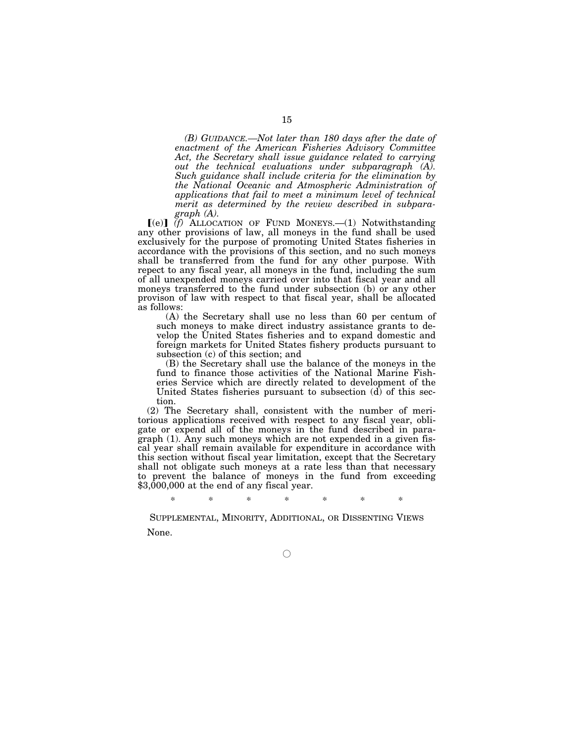*(B) GUIDANCE.—Not later than 180 days after the date of enactment of the American Fisheries Advisory Committee Act, the Secretary shall issue guidance related to carrying out the technical evaluations under subparagraph (A). Such guidance shall include criteria for the elimination by the National Oceanic and Atmospheric Administration of applications that fail to meet a minimum level of technical merit as determined by the review described in subparagraph (A).*

【(e)】 *(f)* ALLOCATION OF FUND MONEYS.—(1) Notwithstanding any other provisions of law, all moneys in the fund shall be used exclusively for the purpose of promoting United States fisheries in accordance with the provisions of this section, and no such moneys shall be transferred from the fund for any other purpose. With repect to any fiscal year, all moneys in the fund, including the sum of all unexpended moneys carried over into that fiscal year and all moneys transferred to the fund under subsection (b) or any other provison of law with respect to that fiscal year, shall be allocated as follows:

(A) the Secretary shall use no less than 60 per centum of such moneys to make direct industry assistance grants to develop the United States fisheries and to expand domestic and foreign markets for United States fishery products pursuant to subsection (c) of this section; and

(B) the Secretary shall use the balance of the moneys in the fund to finance those activities of the National Marine Fisheries Service which are directly related to development of the United States fisheries pursuant to subsection (d) of this section.

(2) The Secretary shall, consistent with the number of meritorious applications received with respect to any fiscal year, obligate or expend all of the moneys in the fund described in paragraph (1). Any such moneys which are not expended in a given fiscal year shall remain available for expenditure in accordance with this section without fiscal year limitation, except that the Secretary shall not obligate such moneys at a rate less than that necessary to prevent the balance of moneys in the fund from exceeding $3,000,000 at the end of any fiscal year.

\* \* \* \* \* \* \*

SUPPLEMENTAL, MINORITY, ADDITIONAL, OR DISSENTING VIEWS

None.